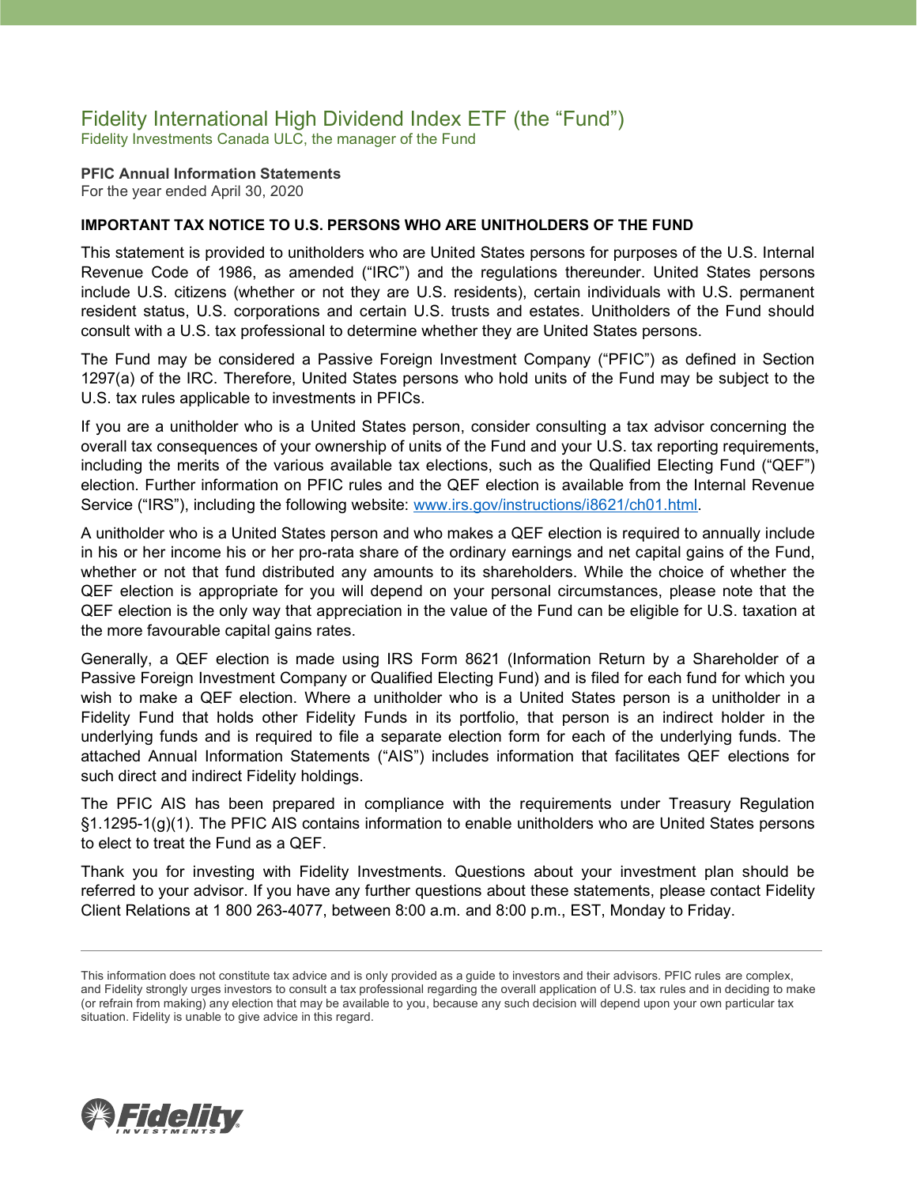# Fidelity International High Dividend Index ETF (the "Fund")

Fidelity Investments Canada ULC, the manager of the Fund

**PFIC Annual Information Statements**

For the year ended April 30, 2020

**IMPORTANT TAX NOTICE TO U.S. PERSONS WHO ARE UNITHOLDERS OF THE FUND**

This statement is provided to unitholders who are United States persons for purposes of the U.S. Internal Revenue Code of 1986, as amended ("IRC") and the regulations thereunder. United States persons include U.S. citizens (whether or not they are U.S. residents), certain individuals with U.S. permanent resident status, U.S. corporations and certain U.S. trusts and estates. Unitholders of the Fund should consult with a U.S. tax professional to determine whether they are United States persons.

The Fund may be considered a Passive Foreign Investment Company ("PFIC") as defined in Section 1297(a) of the IRC. Therefore, United States persons who hold units of the Fund may be subject to the U.S. tax rules applicable to investments in PFICs.

If you are a unitholder who is a United States person, consider consulting a tax advisor concerning the overall tax consequences of your ownership of units of the Fund and your U.S. tax reporting requirements, including the merits of the various available tax elections, such as the Qualified Electing Fund ("QEF") election. Further information on PFIC rules and the QEF election is available from the Internal Revenue Service ("IRS"), including the following website: www.irs.gov/instructions/i8621/ch01.html.

A unitholder who is a United States person and who makes a QEF election is required to annually include in his or her income his or her pro-rata share of the ordinary earnings and net capital gains of the Fund, whether or not that fund distributed any amounts to its shareholders. While the choice of whether the QEF election is appropriate for you will depend on your personal circumstances, please note that the QEF election is the only way that appreciation in the value of the Fund can be eligible for U.S. taxation at the more favourable capital gains rates.

Generally, a QEF election is made using IRS Form 8621 (Information Return by a Shareholder of a Passive Foreign Investment Company or Qualified Electing Fund) and is filed for each fund for which you wish to make a QEF election. Where a unitholder who is a United States person is a unitholder in a Fidelity Fund that holds other Fidelity Funds in its portfolio, that person is an indirect holder in the underlying funds and is required to file a separate election form for each of the underlying funds. The attached Annual Information Statements ("AIS") includes information that facilitates QEF elections for such direct and indirect Fidelity holdings.

The PFIC AIS has been prepared in compliance with the requirements under Treasury Regulation §1.1295-1(g)(1). The PFIC AIS contains information to enable unitholders who are United States persons to elect to treat the Fund as a QEF.

Thank you for investing with Fidelity Investments. Questions about your investment plan should be referred to your advisor. If you have any further questions about these statements, please contact Fidelity Client Relations at 1 800 263-4077, between 8:00 a.m. and 8:00 p.m., EST, Monday to Friday.

---

This information does not constitute tax advice and is only provided as a guide to investors and their advisors. PFIC rules are complex, and Fidelity strongly urges investors to consult a tax professional regarding the overall application of U.S. tax rules and in deciding to make (or refrain from making) any election that may be available to you, because any such decision will depend upon your own particular tax situation. Fidelity is unable to give advice in this regard.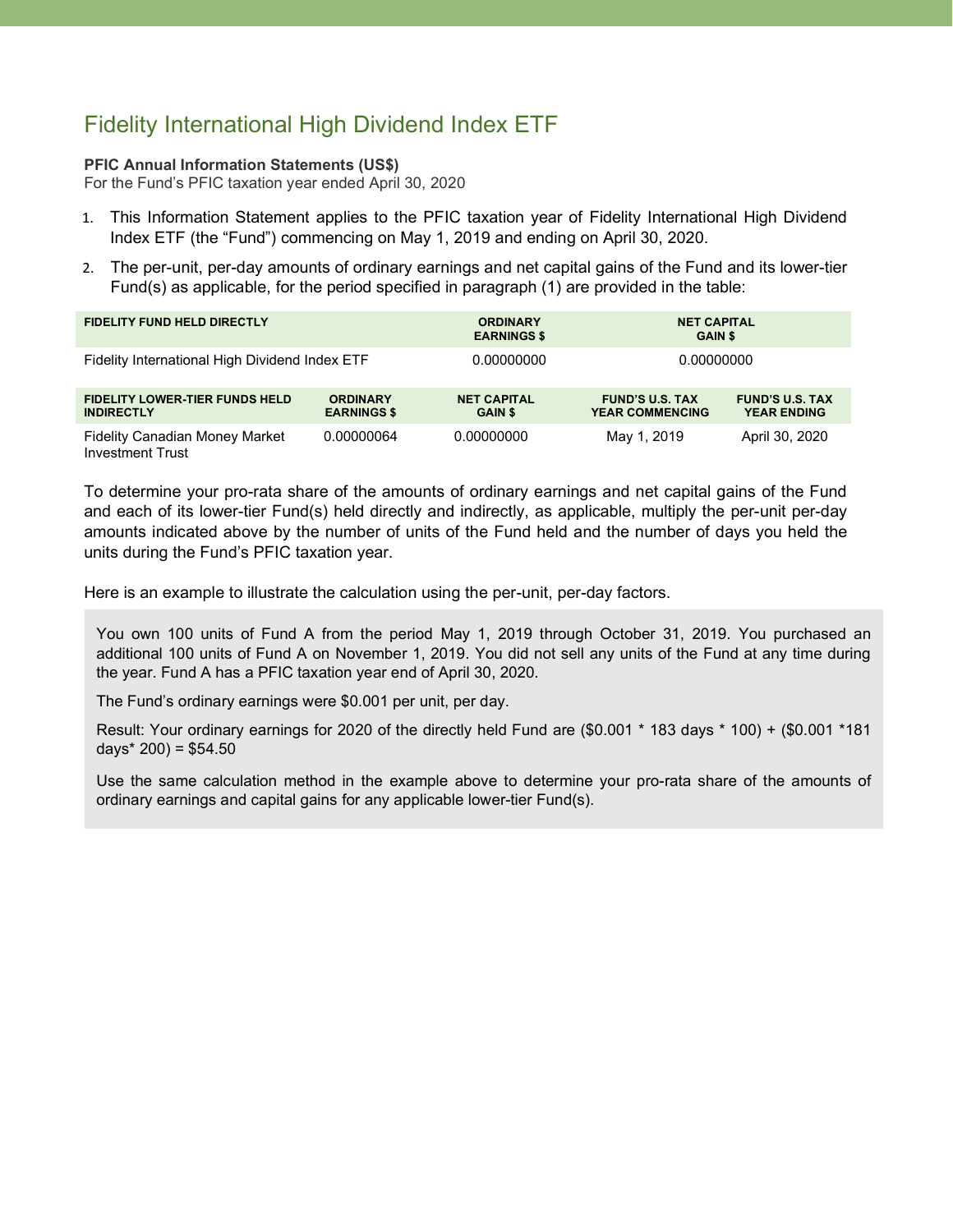# Fidelity International High Dividend Index ETF

**PFIC Annual Information Statements (US$)**
For the Fund's PFIC taxation year ended April 30, 2020

1. This Information Statement applies to the PFIC taxation year of Fidelity International High Dividend Index ETF (the "Fund") commencing on May 1, 2019 and ending on April 30, 2020.
2. The per-unit, per-day amounts of ordinary earnings and net capital gains of the Fund and its lower-tier Fund(s) as applicable, for the period specified in paragraph (1) are provided in the table:

| FIDELITY FUND HELD DIRECTLY | ORDINARY EARNINGS $ | NET CAPITAL GAIN $ |
|---|---|---|
| Fidelity International High Dividend Index ETF | 0.00000000 | 0.00000000 |

| FIDELITY LOWER-TIER FUNDS HELD INDIRECTLY | ORDINARY EARNINGS $ | NET CAPITAL GAIN $ | FUND'S U.S. TAX YEAR COMMENCING | FUND'S U.S. TAX YEAR ENDING |
|---|---|---|---|---|
| Fidelity Canadian Money Market Investment Trust | 0.00000064 | 0.00000000 | May 1, 2019 | April 30, 2020 |

To determine your pro-rata share of the amounts of ordinary earnings and net capital gains of the Fund and each of its lower-tier Fund(s) held directly and indirectly, as applicable, multiply the per-unit per-day amounts indicated above by the number of units of the Fund held and the number of days you held the units during the Fund's PFIC taxation year.

Here is an example to illustrate the calculation using the per-unit, per-day factors.

> You own 100 units of Fund A from the period May 1, 2019 through October 31, 2019. You purchased an additional 100 units of Fund A on November 1, 2019. You did not sell any units of the Fund at any time during the year. Fund A has a PFIC taxation year end of April 30, 2020.
>
> The Fund's ordinary earnings were $0.001 per unit, per day.
>
> Result: Your ordinary earnings for 2020 of the directly held Fund are ($0.001 * 183 days * 100) + ($0.001 *181 days* 200) = $54.50
>
> Use the same calculation method in the example above to determine your pro-rata share of the amounts of ordinary earnings and capital gains for any applicable lower-tier Fund(s).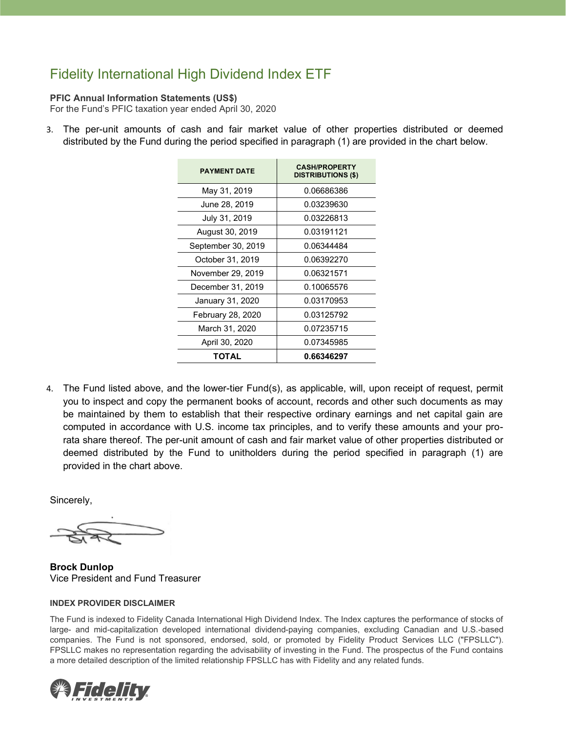# Fidelity International High Dividend Index ETF

**PFIC Annual Information Statements (US$)**
For the Fund's PFIC taxation year ended April 30, 2020

3. The per-unit amounts of cash and fair market value of other properties distributed or deemed distributed by the Fund during the period specified in paragraph (1) are provided in the chart below.

| PAYMENT DATE | CASH/PROPERTY DISTRIBUTIONS ($) |
|---|---|
| May 31, 2019 | 0.06686386 |
| June 28, 2019 | 0.03239630 |
| July 31, 2019 | 0.03226813 |
| August 30, 2019 | 0.03191121 |
| September 30, 2019 | 0.06344484 |
| October 31, 2019 | 0.06392270 |
| November 29, 2019 | 0.06321571 |
| December 31, 2019 | 0.10065576 |
| January 31, 2020 | 0.03170953 |
| February 28, 2020 | 0.03125792 |
| March 31, 2020 | 0.07235715 |
| April 30, 2020 | 0.07345985 |
| **TOTAL** | **0.66346297** |

4. The Fund listed above, and the lower-tier Fund(s), as applicable, will, upon receipt of request, permit you to inspect and copy the permanent books of account, records and other such documents as may be maintained by them to establish that their respective ordinary earnings and net capital gain are computed in accordance with U.S. income tax principles, and to verify these amounts and your pro-rata share thereof. The per-unit amount of cash and fair market value of other properties distributed or deemed distributed by the Fund to unitholders during the period specified in paragraph (1) are provided in the chart above.

Sincerely,

**Brock Dunlop**
Vice President and Fund Treasurer

**INDEX PROVIDER DISCLAIMER**

The Fund is indexed to Fidelity Canada International High Dividend Index. The Index captures the performance of stocks of large- and mid-capitalization developed international dividend-paying companies, excluding Canadian and U.S.-based companies. The Fund is not sponsored, endorsed, sold, or promoted by Fidelity Product Services LLC ("FPSLLC"). FPSLLC makes no representation regarding the advisability of investing in the Fund. The prospectus of the Fund contains a more detailed description of the limited relationship FPSLLC has with Fidelity and any related funds.